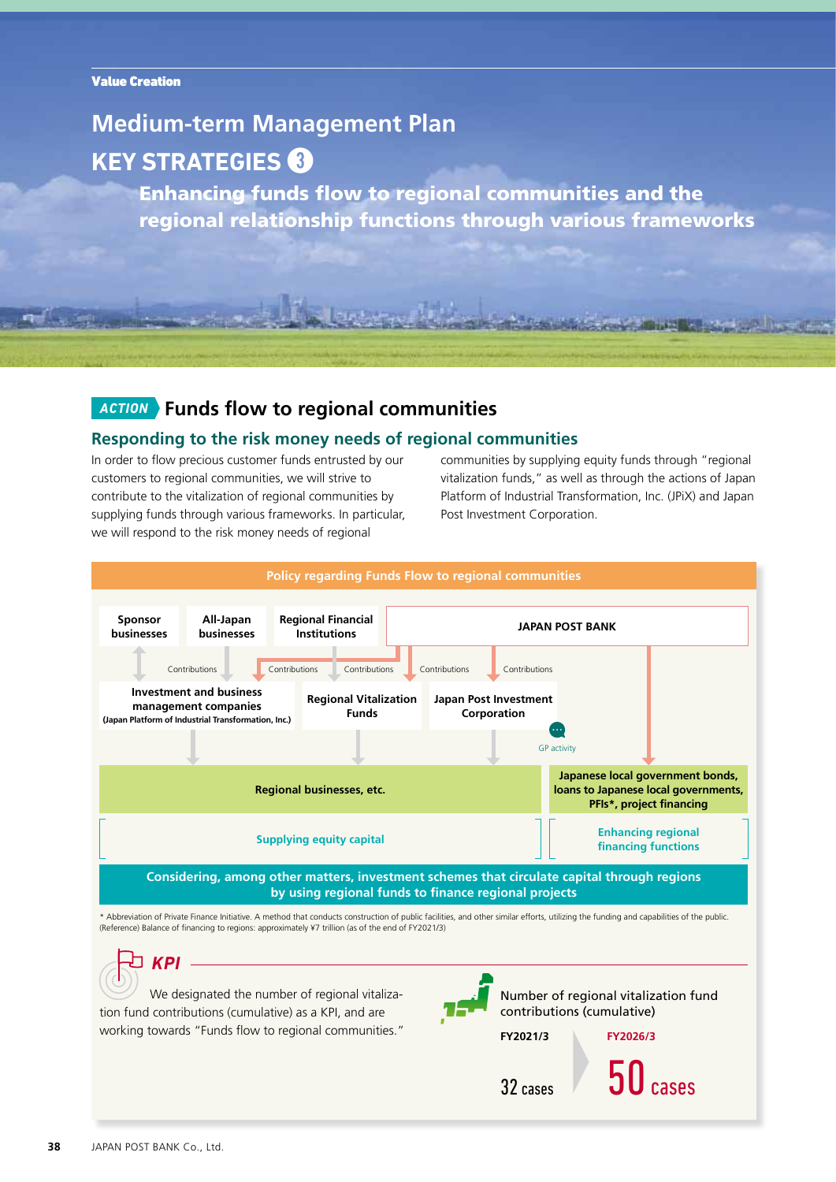Value Creation

# Medium-term Management Plan

## KEY STRATEGIES 3

### Enhancing funds flow to regional communities and the regional relationship functions through various frameworks

## ACTION Funds flow to regional communities

### Responding to the risk money needs of regional communities

In order to flow precious customer funds entrusted by our customers to regional communities, we will strive to contribute to the vitalization of regional communities by supplying funds through various frameworks. In particular, we will respond to the risk money needs of regional communities by supplying equity funds through "regional vitalization funds," as well as through the actions of Japan Platform of Industrial Transformation, Inc. (JPiX) and Japan Post Investment Corporation.

**Policy regarding Funds Flow to regional communities**

**Sponsor businesses** | **All-Japan businesses** | **Regional Financial Institutions** | **JAPAN POST BANK**

Contributions | Contributions | Contributions | Contributions | Contributions

**Investment and business management companies** (Japan Platform of Industrial Transformation, Inc.) | **Regional Vitalization Funds** | **Japan Post Investment Corporation**

GP activity

**Regional businesses, etc.** | **Japanese local government bonds, loans to Japanese local governments, PFIs*, project financing**

Supplying equity capital | Enhancing regional financing functions

**Considering, among other matters, investment schemes that circulate capital through regions by using regional funds to finance regional projects**

\* Abbreviation of Private Finance Initiative. A method that conducts construction of public facilities, and other similar efforts, utilizing the funding and capabilities of the public.
(Reference) Balance of financing to regions: approximately ¥7 trillion (as of the end of FY2021/3)

### KPI

We designated the number of regional vitalization fund contributions (cumulative) as a KPI, and are working towards "Funds flow to regional communities."

Number of regional vitalization fund contributions (cumulative)

| FY2021/3 | FY2026/3 |
|---|---|
| 32 cases | 50 cases |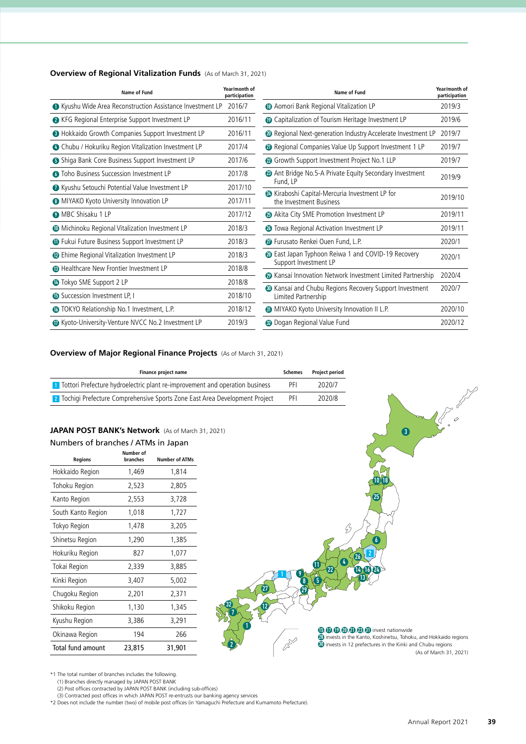### Overview of Regional Vitalization Funds (As of March 31, 2021)

| Name of Fund | Year/month of participation |
|---|---|
| 1 Kyushu Wide Area Reconstruction Assistance Investment LP | 2016/7 |
| 2 KFG Regional Enterprise Support Investment LP | 2016/11 |
| 3 Hokkaido Growth Companies Support Investment LP | 2016/11 |
| 4 Chubu / Hokuriku Region Vitalization Investment LP | 2017/4 |
| 5 Shiga Bank Core Business Support Investment LP | 2017/6 |
| 6 Toho Business Succession Investment LP | 2017/8 |
| 7 Kyushu Setouchi Potential Value Investment LP | 2017/10 |
| 8 MIYAKO Kyoto University Innovation LP | 2017/11 |
| 9 MBC Shisaku 1 LP | 2017/12 |
| 10 Michinoku Regional Vitalization Investment LP | 2018/3 |
| 11 Fukui Future Business Support Investment LP | 2018/3 |
| 12 Ehime Regional Vitalization Investment LP | 2018/3 |
| 13 Healthcare New Frontier Investment LP | 2018/8 |
| 14 Tokyo SME Support 2 LP | 2018/8 |
| 15 Succession Investment LP, I | 2018/10 |
| 16 TOKYO Relationship No.1 Investment, L.P. | 2018/12 |
| 17 Kyoto-University-Venture NVCC No.2 Investment LP | 2019/3 |
| 18 Aomori Bank Regional Vitalization LP | 2019/3 |
| 19 Capitalization of Tourism Heritage Investment LP | 2019/6 |
| 20 Regional Next-generation Industry Accelerate Investment LP | 2019/7 |
| 21 Regional Companies Value Up Support Investment 1 LP | 2019/7 |
| 22 Growth Support Investment Project No.1 LLP | 2019/7 |
| 23 Ant Bridge No.5-A Private Equity Secondary Investment Fund, LP | 2019/9 |
| 24 Kiraboshi Capital-Mercuria Investment LP for the Investment Business | 2019/10 |
| 25 Akita City SME Promotion Investment LP | 2019/11 |
| 26 Towa Regional Activation Investment LP | 2019/11 |
| 27 Furusato Renkei Ouen Fund, L.P. | 2020/1 |
| 28 East Japan Typhoon Reiwa 1 and COVID-19 Recovery Support Investment LP | 2020/1 |
| 29 Kansai Innovation Network Investment Limited Partnership | 2020/4 |
| 30 Kansai and Chubu Regions Recovery Support Investment Limited Partnership | 2020/7 |
| 31 MIYAKO Kyoto University Innovation II L.P. | 2020/10 |
| 32 Dogan Regional Value Fund | 2020/12 |

### Overview of Major Regional Finance Projects (As of March 31, 2021)

| Finance project name | Schemes | Project period |
|---|---|---|
| 1 Tottori Prefecture hydroelectric plant re-improvement and operation business | PFI | 2020/7 |
| 2 Tochigi Prefecture Comprehensive Sports Zone East Area Development Project | PFI | 2020/8 |

### JAPAN POST BANK's Network (As of March 31, 2021)

Numbers of branches / ATMs in Japan

| Regions | Number of branches | Number of ATMs |
|---|---|---|
| Hokkaido Region | 1,469 | 1,814 |
| Tohoku Region | 2,523 | 2,805 |
| Kanto Region | 2,553 | 3,728 |
| South Kanto Region | 1,018 | 1,727 |
| Tokyo Region | 1,478 | 3,205 |
| Shinetsu Region | 1,290 | 1,385 |
| Hokuriku Region | 827 | 1,077 |
| Tokai Region | 2,339 | 3,885 |
| Kinki Region | 3,407 | 5,002 |
| Chugoku Region | 2,201 | 2,371 |
| Shikoku Region | 1,130 | 1,345 |
| Kyushu Region | 3,386 | 3,291 |
| Okinawa Region | 194 | 266 |
| Total fund amount | 23,815 | 31,901 |

15, 17, 19, 20, 21, 23, 31 invest nationwide
28 invests in the Kanto, Koshinetsu, Tohoku, and Hokkaido regions
30 invests in 12 prefectures in the Kinki and Chubu regions
(As of March 31, 2021)

*1 The total number of branches includes the following.
(1) Branches directly managed by JAPAN POST BANK
(2) Post offices contracted by JAPAN POST BANK (including sub-offices)
(3) Contracted post offices in which JAPAN POST re-entrusts our banking agency services

*2 Does not include the number (two) of mobile post offices (in Yamaguchi Prefecture and Kumamoto Prefecture).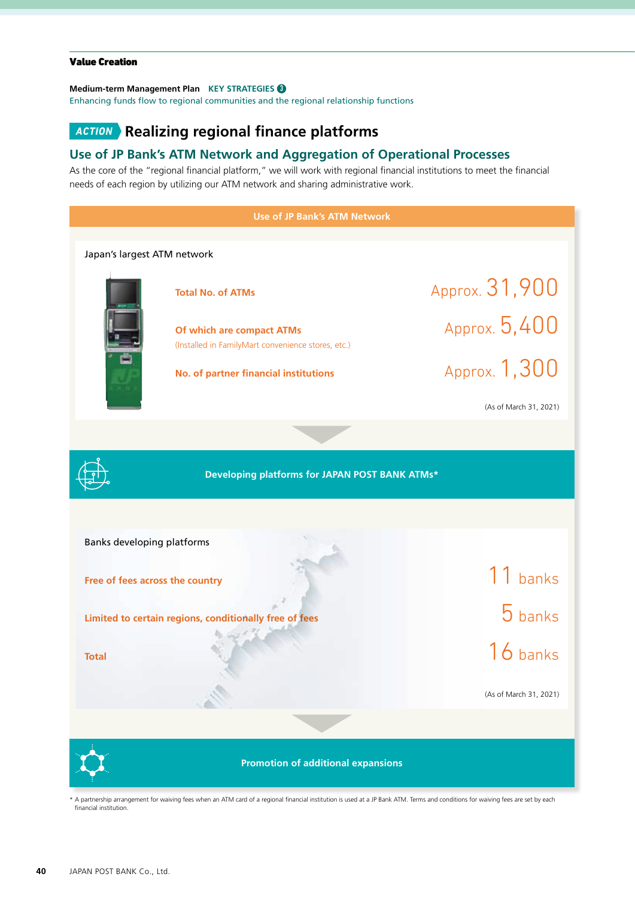**Value Creation**

**Medium-term Management Plan** KEY STRATEGIES 3
Enhancing funds flow to regional communities and the regional relationship functions

## *ACTION* Realizing regional finance platforms

### Use of JP Bank's ATM Network and Aggregation of Operational Processes

As the core of the "regional financial platform," we will work with regional financial institutions to meet the financial needs of each region by utilizing our ATM network and sharing administrative work.

**Use of JP Bank's ATM Network**

Japan's largest ATM network

| | |
|---|---|
| **Total No. of ATMs** | Approx. 31,900 |
| **Of which are compact ATMs** (Installed in FamilyMart convenience stores, etc.) | Approx. 5,400 |
| **No. of partner financial institutions** | Approx. 1,300 |

(As of March 31, 2021)

**Developing platforms for JAPAN POST BANK ATMs***

Banks developing platforms

| | |
|---|---|
| **Free of fees across the country** | 11 banks |
| **Limited to certain regions, conditionally free of fees** | 5 banks |
| **Total** | 16 banks |

(As of March 31, 2021)

**Promotion of additional expansions**

* A partnership arrangement for waiving fees when an ATM card of a regional financial institution is used at a JP Bank ATM. Terms and conditions for waiving fees are set by each financial institution.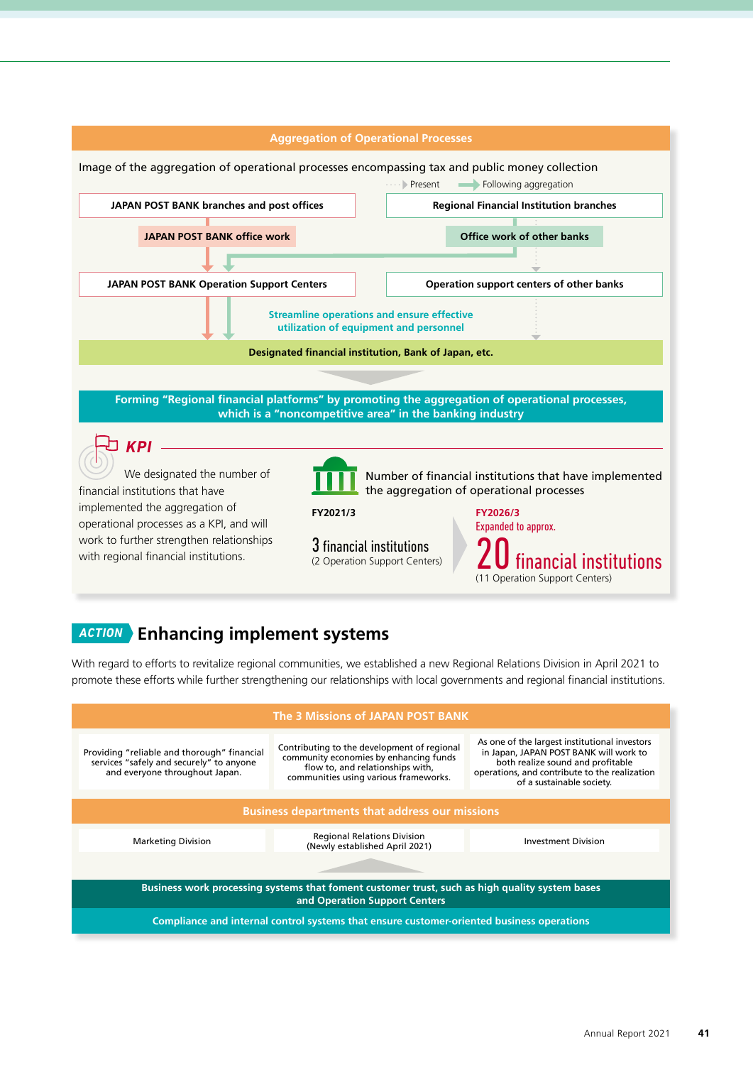## Aggregation of Operational Processes

Image of the aggregation of operational processes encompassing tax and public money collection

Present → Following aggregation

JAPAN POST BANK branches and post offices

JAPAN POST BANK office work

JAPAN POST BANK Operation Support Centers

Regional Financial Institution branches

Office work of other banks

Operation support centers of other banks

Streamline operations and ensure effective utilization of equipment and personnel

Designated financial institution, Bank of Japan, etc.

**Forming "Regional financial platforms" by promoting the aggregation of operational processes, which is a "noncompetitive area" in the banking industry**

### KPI

We designated the number of financial institutions that have implemented the aggregation of operational processes as a KPI, and will work to further strengthen relationships with regional financial institutions.

Number of financial institutions that have implemented the aggregation of operational processes

FY2021/3

3 financial institutions
(2 Operation Support Centers)

FY2026/3
Expanded to approx.

20 financial institutions
(11 Operation Support Centers)

## ACTION Enhancing implement systems

With regard to efforts to revitalize regional communities, we established a new Regional Relations Division in April 2021 to promote these efforts while further strengthening our relationships with local governments and regional financial institutions.

### The 3 Missions of JAPAN POST BANK

| | | |
|---|---|---|
| Providing "reliable and thorough" financial services "safely and securely" to anyone and everyone throughout Japan. | Contributing to the development of regional community economies by enhancing funds flow to, and relationships with, communities using various frameworks. | As one of the largest institutional investors in Japan, JAPAN POST BANK will work to both realize sound and profitable operations, and contribute to the realization of a sustainable society. |

### Business departments that address our missions

| | | |
|---|---|---|
| Marketing Division | Regional Relations Division (Newly established April 2021) | Investment Division |

**Business work processing systems that foment customer trust, such as high quality system bases and Operation Support Centers**

**Compliance and internal control systems that ensure customer-oriented business operations**